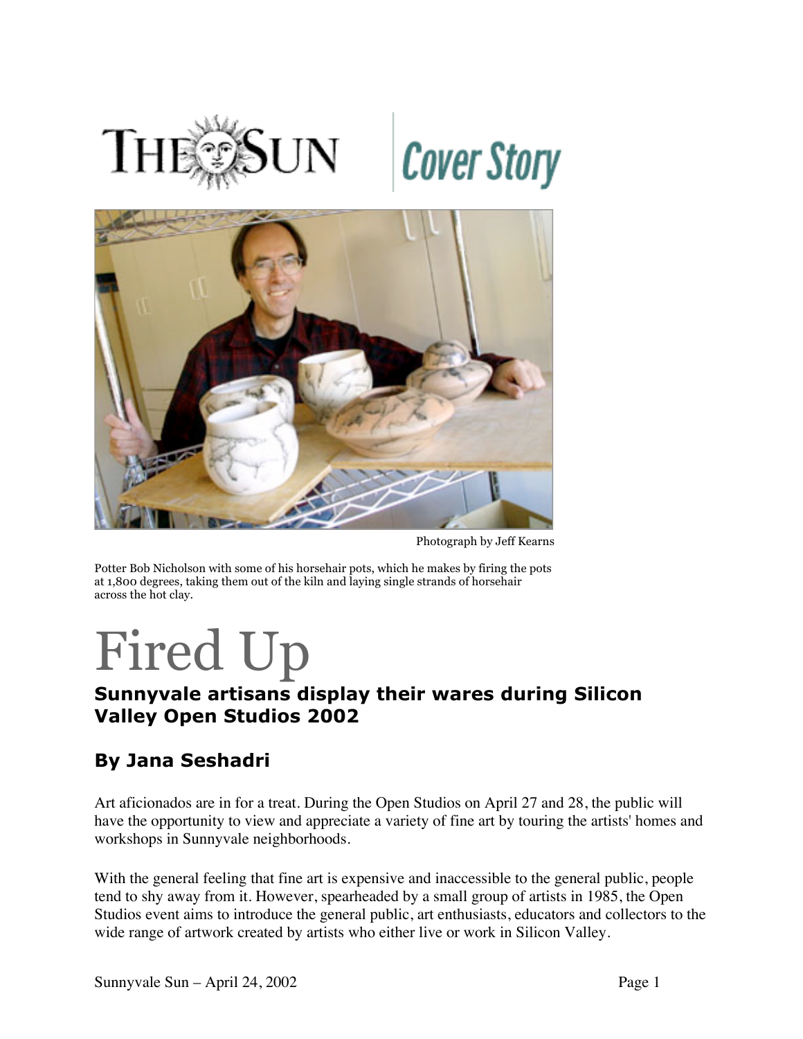THE SUN | Cover Story

Photograph by Jeff Kearns

Potter Bob Nicholson with some of his horsehair pots, which he makes by firing the pots at 1,800 degrees, taking them out of the kiln and laying single strands of horsehair across the hot clay.

# Fired Up

## Sunnyvale artisans display their wares during Silicon Valley Open Studios 2002

## By Jana Seshadri

Art aficionados are in for a treat. During the Open Studios on April 27 and 28, the public will have the opportunity to view and appreciate a variety of fine art by touring the artists' homes and workshops in Sunnyvale neighborhoods.

With the general feeling that fine art is expensive and inaccessible to the general public, people tend to shy away from it. However, spearheaded by a small group of artists in 1985, the Open Studios event aims to introduce the general public, art enthusiasts, educators and collectors to the wide range of artwork created by artists who either live or work in Silicon Valley.

Sunnyvale Sun – April 24, 2002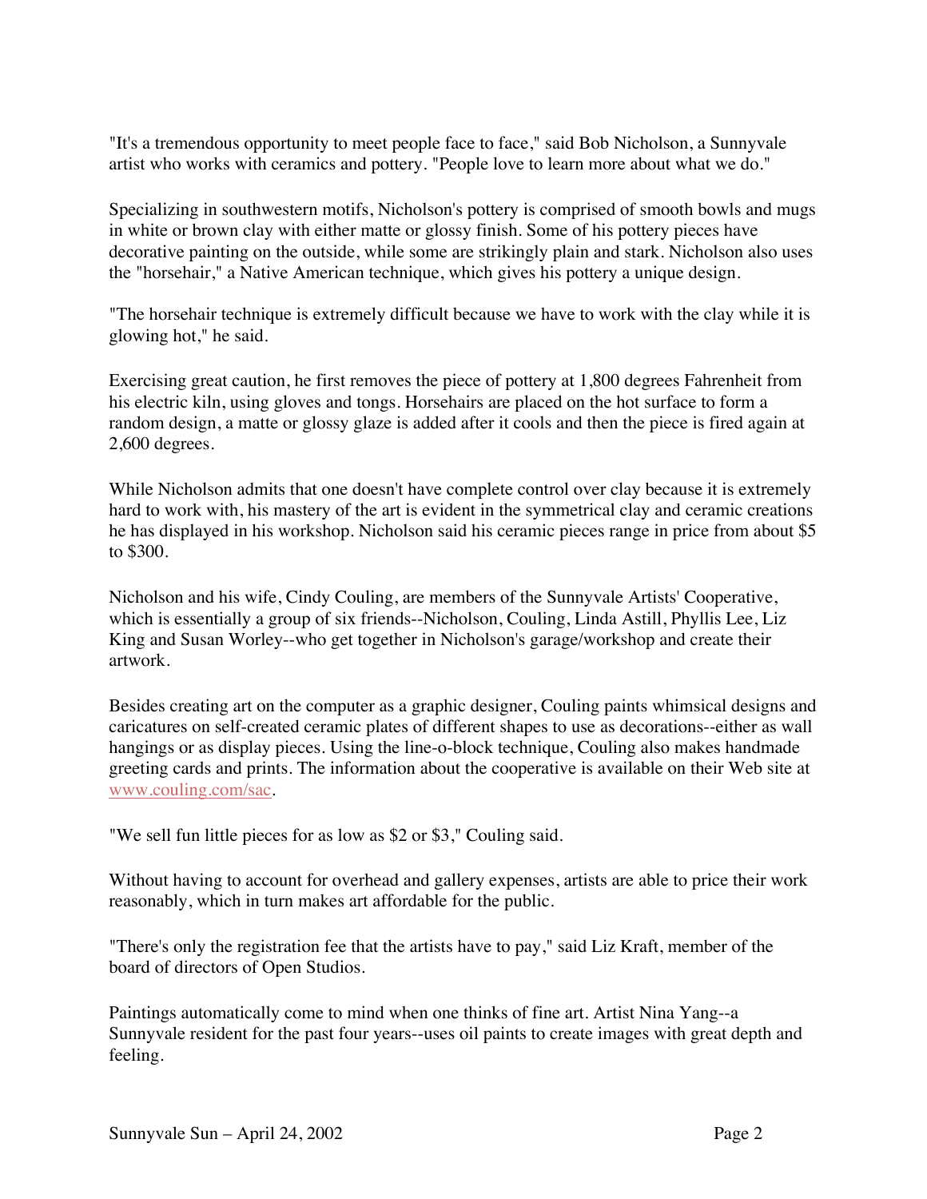"It's a tremendous opportunity to meet people face to face," said Bob Nicholson, a Sunnyvale artist who works with ceramics and pottery. "People love to learn more about what we do."

Specializing in southwestern motifs, Nicholson's pottery is comprised of smooth bowls and mugs in white or brown clay with either matte or glossy finish. Some of his pottery pieces have decorative painting on the outside, while some are strikingly plain and stark. Nicholson also uses the "horsehair," a Native American technique, which gives his pottery a unique design.

"The horsehair technique is extremely difficult because we have to work with the clay while it is glowing hot," he said.

Exercising great caution, he first removes the piece of pottery at 1,800 degrees Fahrenheit from his electric kiln, using gloves and tongs. Horsehairs are placed on the hot surface to form a random design, a matte or glossy glaze is added after it cools and then the piece is fired again at 2,600 degrees.

While Nicholson admits that one doesn't have complete control over clay because it is extremely hard to work with, his mastery of the art is evident in the symmetrical clay and ceramic creations he has displayed in his workshop. Nicholson said his ceramic pieces range in price from about $5 to $300.

Nicholson and his wife, Cindy Couling, are members of the Sunnyvale Artists' Cooperative, which is essentially a group of six friends--Nicholson, Couling, Linda Astill, Phyllis Lee, Liz King and Susan Worley--who get together in Nicholson's garage/workshop and create their artwork.

Besides creating art on the computer as a graphic designer, Couling paints whimsical designs and caricatures on self-created ceramic plates of different shapes to use as decorations--either as wall hangings or as display pieces. Using the line-o-block technique, Couling also makes handmade greeting cards and prints. The information about the cooperative is available on their Web site at [www.couling.com/sac](www.couling.com/sac).

"We sell fun little pieces for as low as $2 or $3," Couling said.

Without having to account for overhead and gallery expenses, artists are able to price their work reasonably, which in turn makes art affordable for the public.

"There's only the registration fee that the artists have to pay," said Liz Kraft, member of the board of directors of Open Studios.

Paintings automatically come to mind when one thinks of fine art. Artist Nina Yang--a Sunnyvale resident for the past four years--uses oil paints to create images with great depth and feeling.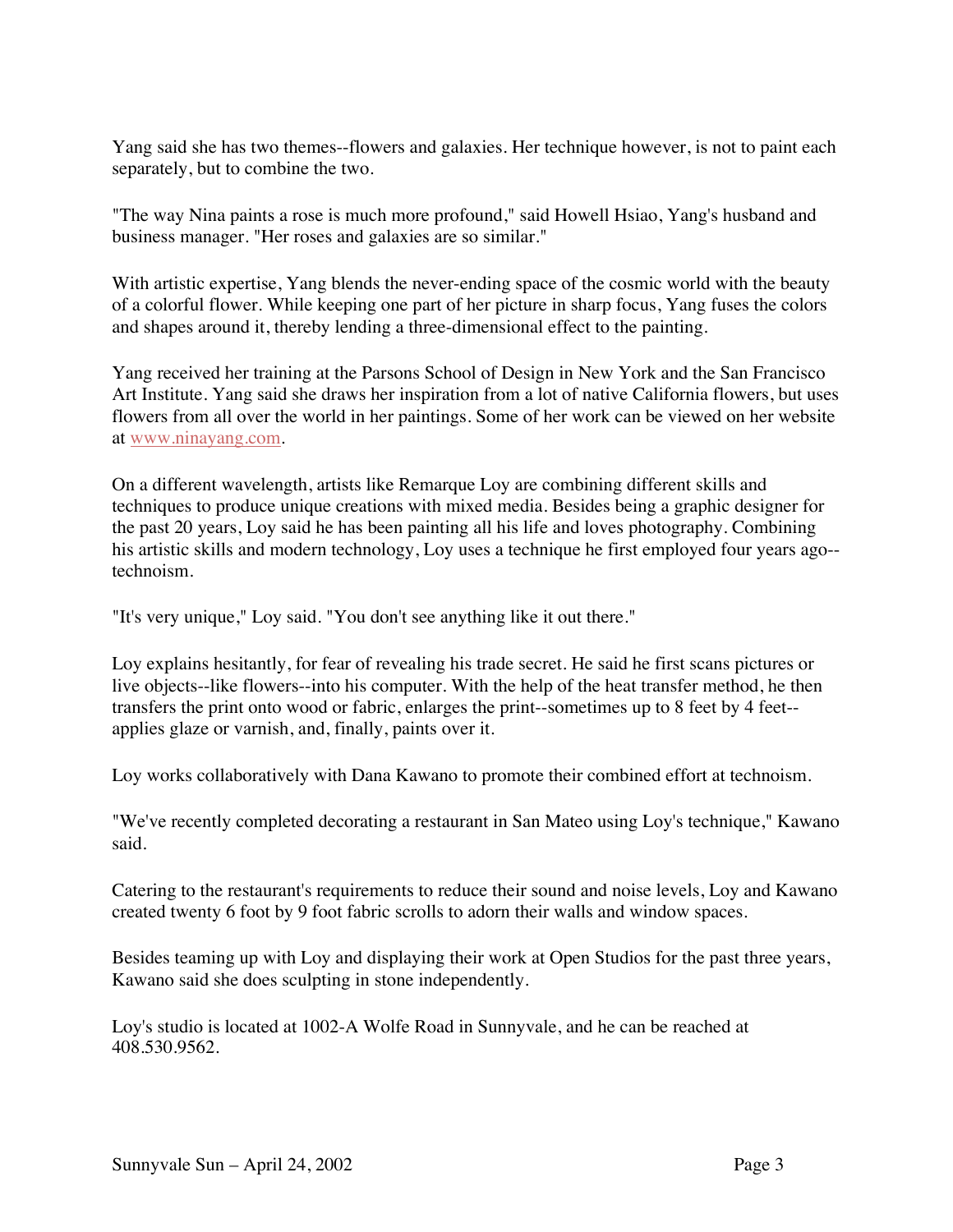Yang said she has two themes--flowers and galaxies. Her technique however, is not to paint each separately, but to combine the two.

"The way Nina paints a rose is much more profound," said Howell Hsiao, Yang's husband and business manager. "Her roses and galaxies are so similar."

With artistic expertise, Yang blends the never-ending space of the cosmic world with the beauty of a colorful flower. While keeping one part of her picture in sharp focus, Yang fuses the colors and shapes around it, thereby lending a three-dimensional effect to the painting.

Yang received her training at the Parsons School of Design in New York and the San Francisco Art Institute. Yang said she draws her inspiration from a lot of native California flowers, but uses flowers from all over the world in her paintings. Some of her work can be viewed on her website at www.ninayang.com.

On a different wavelength, artists like Remarque Loy are combining different skills and techniques to produce unique creations with mixed media. Besides being a graphic designer for the past 20 years, Loy said he has been painting all his life and loves photography. Combining his artistic skills and modern technology, Loy uses a technique he first employed four years ago--technoism.

"It's very unique," Loy said. "You don't see anything like it out there."

Loy explains hesitantly, for fear of revealing his trade secret. He said he first scans pictures or live objects--like flowers--into his computer. With the help of the heat transfer method, he then transfers the print onto wood or fabric, enlarges the print--sometimes up to 8 feet by 4 feet--applies glaze or varnish, and, finally, paints over it.

Loy works collaboratively with Dana Kawano to promote their combined effort at technoism.

"We've recently completed decorating a restaurant in San Mateo using Loy's technique," Kawano said.

Catering to the restaurant's requirements to reduce their sound and noise levels, Loy and Kawano created twenty 6 foot by 9 foot fabric scrolls to adorn their walls and window spaces.

Besides teaming up with Loy and displaying their work at Open Studios for the past three years, Kawano said she does sculpting in stone independently.

Loy's studio is located at 1002-A Wolfe Road in Sunnyvale, and he can be reached at 408.530.9562.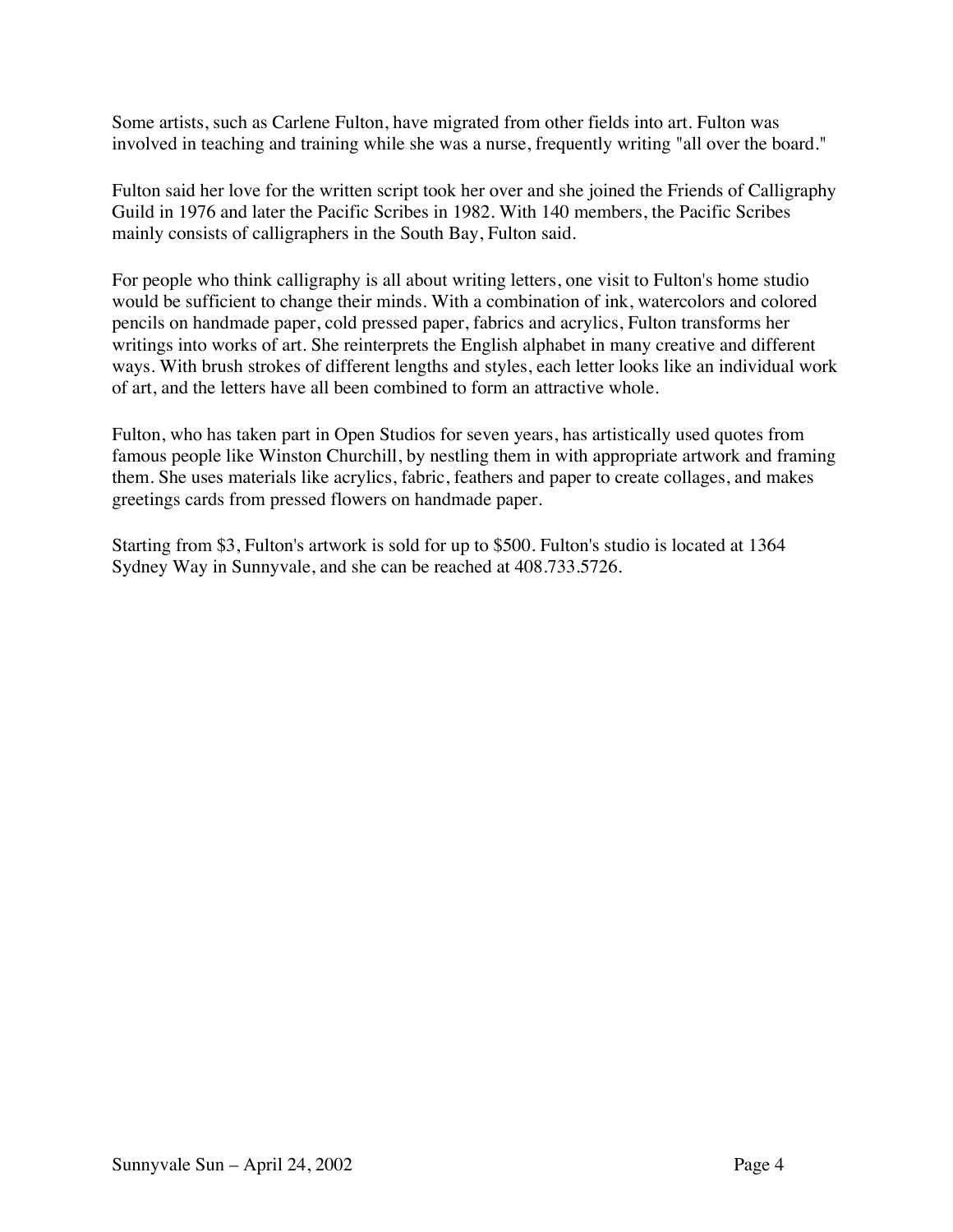Some artists, such as Carlene Fulton, have migrated from other fields into art. Fulton was involved in teaching and training while she was a nurse, frequently writing "all over the board."

Fulton said her love for the written script took her over and she joined the Friends of Calligraphy Guild in 1976 and later the Pacific Scribes in 1982. With 140 members, the Pacific Scribes mainly consists of calligraphers in the South Bay, Fulton said.

For people who think calligraphy is all about writing letters, one visit to Fulton's home studio would be sufficient to change their minds. With a combination of ink, watercolors and colored pencils on handmade paper, cold pressed paper, fabrics and acrylics, Fulton transforms her writings into works of art. She reinterprets the English alphabet in many creative and different ways. With brush strokes of different lengths and styles, each letter looks like an individual work of art, and the letters have all been combined to form an attractive whole.

Fulton, who has taken part in Open Studios for seven years, has artistically used quotes from famous people like Winston Churchill, by nestling them in with appropriate artwork and framing them. She uses materials like acrylics, fabric, feathers and paper to create collages, and makes greetings cards from pressed flowers on handmade paper.

Starting from $3, Fulton's artwork is sold for up to $500. Fulton's studio is located at 1364 Sydney Way in Sunnyvale, and she can be reached at 408.733.5726.